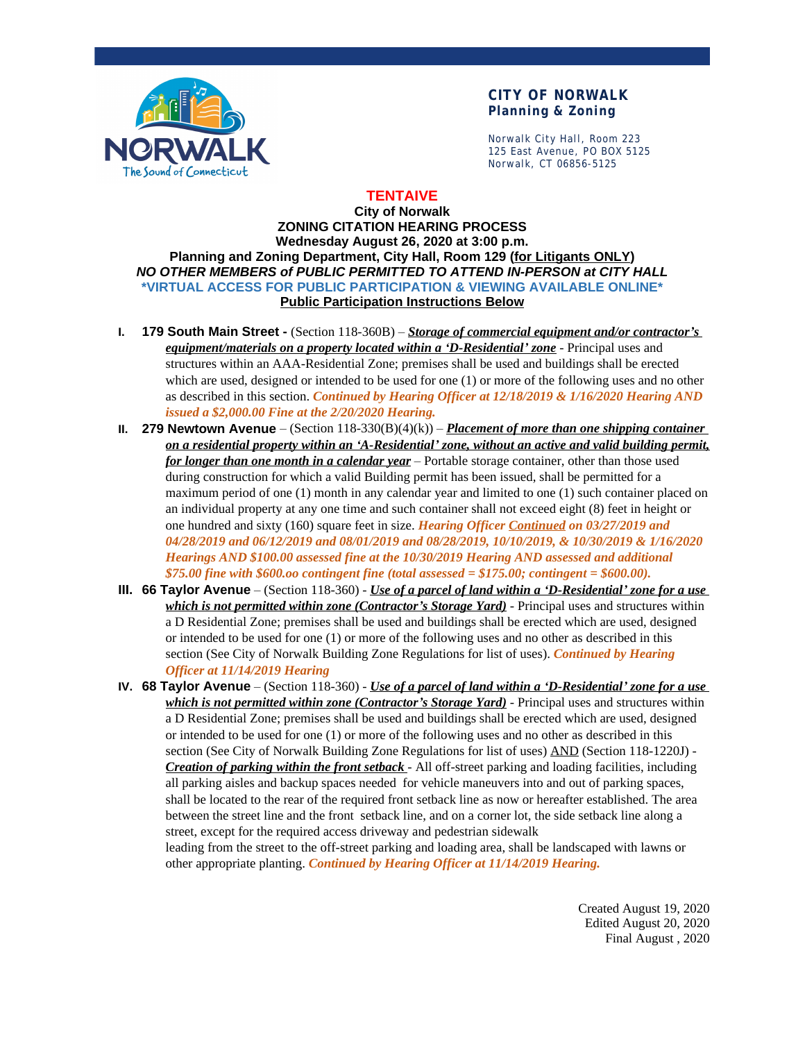**CITY OF NORWALK**
**Planning & Zoning**

Norwalk City Hall, Room 223
125 East Avenue, PO BOX 5125
Norwalk, CT 06856-5125

**TENTAIVE**

**City of Norwalk**
**ZONING CITATION HEARING PROCESS**
**Wednesday August 26, 2020 at 3:00 p.m.**
**Planning and Zoning Department, City Hall, Room 129 (for Litigants ONLY)**
***NO OTHER MEMBERS of PUBLIC PERMITTED TO ATTEND IN-PERSON at CITY HALL***
**\*VIRTUAL ACCESS FOR PUBLIC PARTICIPATION & VIEWING AVAILABLE ONLINE\***
**Public Participation Instructions Below**

I. **179 South Main Street -** (Section 118-360B) – ***Storage of commercial equipment and/or contractor's equipment/materials on a property located within a 'D-Residential' zone*** - Principal uses and structures within an AAA-Residential Zone; premises shall be used and buildings shall be erected which are used, designed or intended to be used for one (1) or more of the following uses and no other as described in this section. ***Continued by Hearing Officer at 12/18/2019 & 1/16/2020 Hearing AND issued a $2,000.00 Fine at the 2/20/2020 Hearing.***

II. **279 Newtown Avenue** – (Section 118-330(B)(4)(k)) – ***Placement of more than one shipping container on a residential property within an 'A-Residential' zone, without an active and valid building permit, for longer than one month in a calendar year*** – Portable storage container, other than those used during construction for which a valid Building permit has been issued, shall be permitted for a maximum period of one (1) month in any calendar year and limited to one (1) such container placed on an individual property at any one time and such container shall not exceed eight (8) feet in height or one hundred and sixty (160) square feet in size. ***Hearing Officer Continued on 03/27/2019 and 04/28/2019 and 06/12/2019 and 08/01/2019 and 08/28/2019, 10/10/2019, & 10/30/2019 & 1/16/2020 Hearings AND $100.00 assessed fine at the 10/30/2019 Hearing AND assessed and additional $75.00 fine with $600.oo contingent fine (total assessed = $175.00; contingent = $600.00).***

III. **66 Taylor Avenue** – (Section 118-360) - ***Use of a parcel of land within a 'D-Residential' zone for a use which is not permitted within zone (Contractor's Storage Yard)*** - Principal uses and structures within a D Residential Zone; premises shall be used and buildings shall be erected which are used, designed or intended to be used for one (1) or more of the following uses and no other as described in this section (See City of Norwalk Building Zone Regulations for list of uses). ***Continued by Hearing Officer at 11/14/2019 Hearing***

IV. **68 Taylor Avenue** – (Section 118-360) - ***Use of a parcel of land within a 'D-Residential' zone for a use which is not permitted within zone (Contractor's Storage Yard)*** - Principal uses and structures within a D Residential Zone; premises shall be used and buildings shall be erected which are used, designed or intended to be used for one (1) or more of the following uses and no other as described in this section (See City of Norwalk Building Zone Regulations for list of uses) AND (Section 118-1220J) - ***Creation of parking within the front setback*** - All off-street parking and loading facilities, including all parking aisles and backup spaces needed for vehicle maneuvers into and out of parking spaces, shall be located to the rear of the required front setback line as now or hereafter established. The area between the street line and the front setback line, and on a corner lot, the side setback line along a street, except for the required access driveway and pedestrian sidewalk leading from the street to the off-street parking and loading area, shall be landscaped with lawns or other appropriate planting. ***Continued by Hearing Officer at 11/14/2019 Hearing.***

Created August 19, 2020
Edited August 20, 2020
Final August , 2020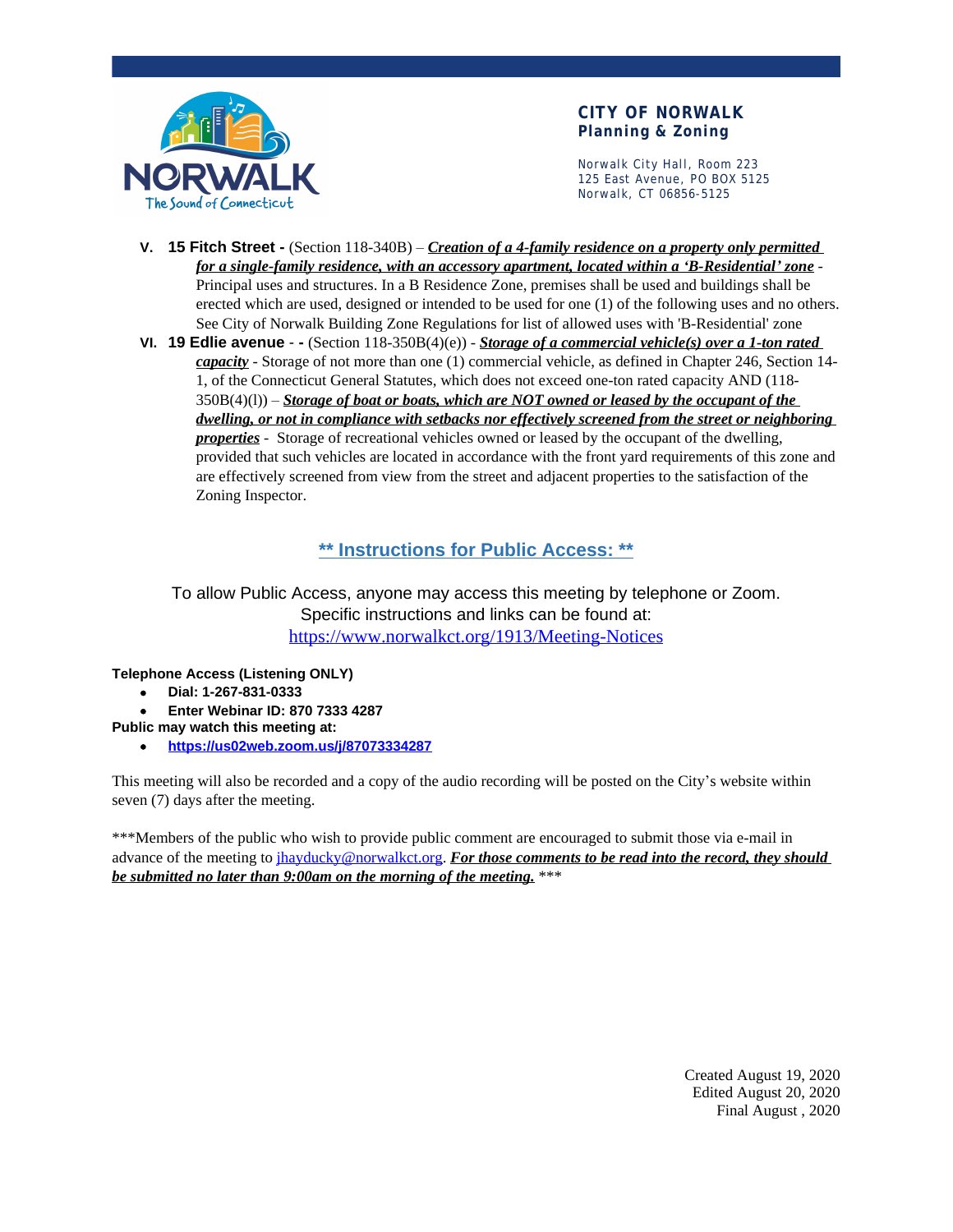**CITY OF NORWALK**
**Planning & Zoning**

Norwalk City Hall, Room 223
125 East Avenue, PO BOX 5125
Norwalk, CT 06856-5125

V. **15 Fitch Street -** (Section 118-340B) – ***Creation of a 4-family residence on a property only permitted for a single-family residence, with an accessory apartment, located within a 'B-Residential' zone*** - Principal uses and structures. In a B Residence Zone, premises shall be used and buildings shall be erected which are used, designed or intended to be used for one (1) of the following uses and no others. See City of Norwalk Building Zone Regulations for list of allowed uses with 'B-Residential' zone

VI. **19 Edlie avenue** - **-** (Section 118-350B(4)(e)) - ***Storage of a commercial vehicle(s) over a 1-ton rated capacity*** - Storage of not more than one (1) commercial vehicle, as defined in Chapter 246, Section 14-1, of the Connecticut General Statutes, which does not exceed one-ton rated capacity AND (118-350B(4)(l)) – ***Storage of boat or boats, which are NOT owned or leased by the occupant of the dwelling, or not in compliance with setbacks nor effectively screened from the street or neighboring properties*** - Storage of recreational vehicles owned or leased by the occupant of the dwelling, provided that such vehicles are located in accordance with the front yard requirements of this zone and are effectively screened from view from the street and adjacent properties to the satisfaction of the Zoning Inspector.

## ** Instructions for Public Access: **

To allow Public Access, anyone may access this meeting by telephone or Zoom.
Specific instructions and links can be found at:
https://www.norwalkct.org/1913/Meeting-Notices

**Telephone Access (Listening ONLY)**

- **Dial: 1-267-831-0333**
- **Enter Webinar ID: 870 7333 4287**

**Public may watch this meeting at:**

- **https://us02web.zoom.us/j/87073334287**

This meeting will also be recorded and a copy of the audio recording will be posted on the City's website within seven (7) days after the meeting.

***Members of the public who wish to provide public comment are encouraged to submit those via e-mail in advance of the meeting to jhayducky@norwalkct.org. ***For those comments to be read into the record, they should be submitted no later than 9:00am on the morning of the meeting.*** ***

Created August 19, 2020
Edited August 20, 2020
Final August , 2020